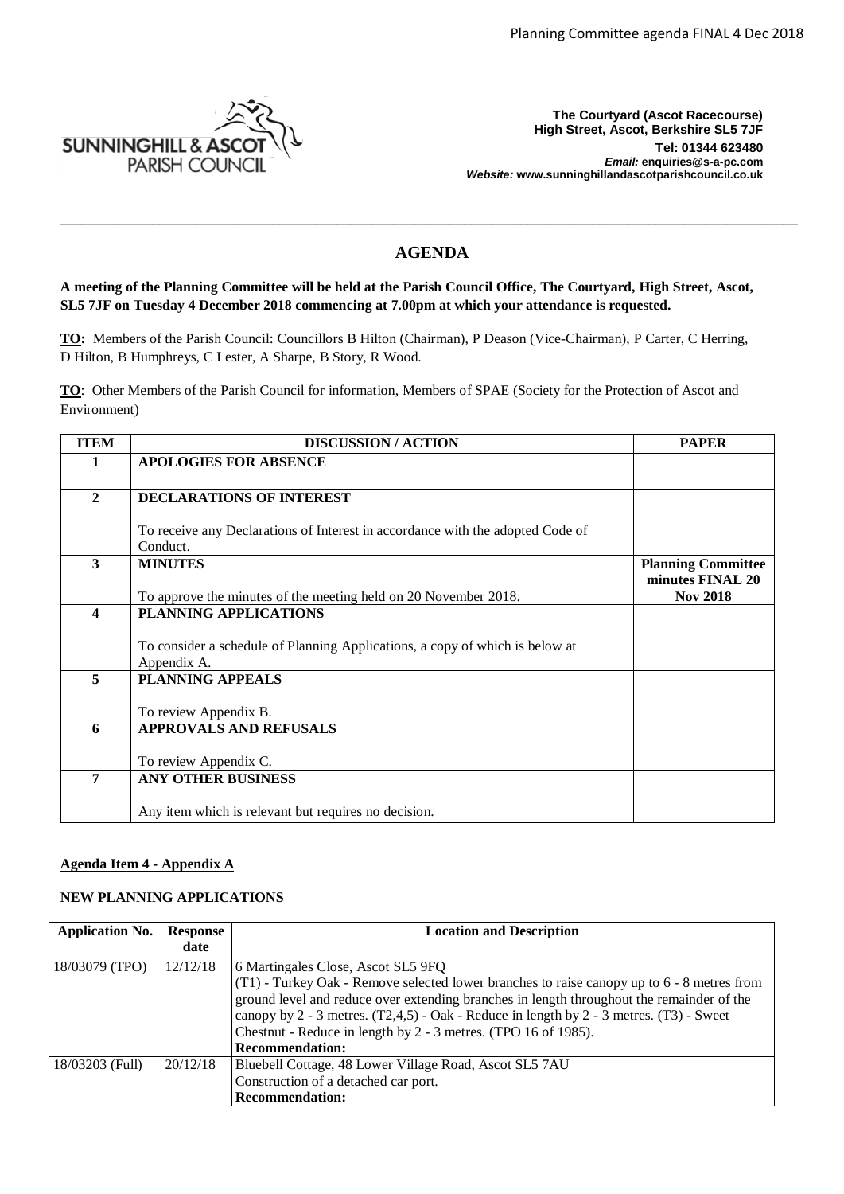SUNNINGHILL & ASCOT PARISH COUNCIL

**The Courtyard (Ascot Racecourse)**
**High Street, Ascot, Berkshire SL5 7JF**
**Tel: 01344 623480**
***Email:* enquiries@s-a-pc.com**
***Website:* www.sunninghillandascotparishcouncil.co.uk**

# AGENDA

**A meeting of the Planning Committee will be held at the Parish Council Office, The Courtyard, High Street, Ascot, SL5 7JF on Tuesday 4 December 2018 commencing at 7.00pm at which your attendance is requested.**

**TO:** Members of the Parish Council: Councillors B Hilton (Chairman), P Deason (Vice-Chairman), P Carter, C Herring, D Hilton, B Humphreys, C Lester, A Sharpe, B Story, R Wood.

**TO**: Other Members of the Parish Council for information, Members of SPAE (Society for the Protection of Ascot and Environment)

| ITEM | DISCUSSION / ACTION | PAPER |
|---|---|---|
| 1 | **APOLOGIES FOR ABSENCE** | |
| 2 | **DECLARATIONS OF INTEREST**<br><br>To receive any Declarations of Interest in accordance with the adopted Code of Conduct. | |
| 3 | **MINUTES**<br><br>To approve the minutes of the meeting held on 20 November 2018. | **Planning Committee minutes FINAL 20 Nov 2018** |
| 4 | **PLANNING APPLICATIONS**<br><br>To consider a schedule of Planning Applications, a copy of which is below at Appendix A. | |
| 5 | **PLANNING APPEALS**<br><br>To review Appendix B. | |
| 6 | **APPROVALS AND REFUSALS**<br><br>To review Appendix C. | |
| 7 | **ANY OTHER BUSINESS**<br><br>Any item which is relevant but requires no decision. | |

**Agenda Item 4 - Appendix A**

**NEW PLANNING APPLICATIONS**

| Application No. | Response date | Location and Description |
|---|---|---|
| 18/03079 (TPO) | 12/12/18 | 6 Martingales Close, Ascot SL5 9FQ<br>(T1) - Turkey Oak - Remove selected lower branches to raise canopy up to 6 - 8 metres from ground level and reduce over extending branches in length throughout the remainder of the canopy by 2 - 3 metres. (T2,4,5) - Oak - Reduce in length by 2 - 3 metres. (T3) - Sweet Chestnut - Reduce in length by 2 - 3 metres. (TPO 16 of 1985).<br>**Recommendation:** |
| 18/03203 (Full) | 20/12/18 | Bluebell Cottage, 48 Lower Village Road, Ascot SL5 7AU<br>Construction of a detached car port.<br>**Recommendation:** |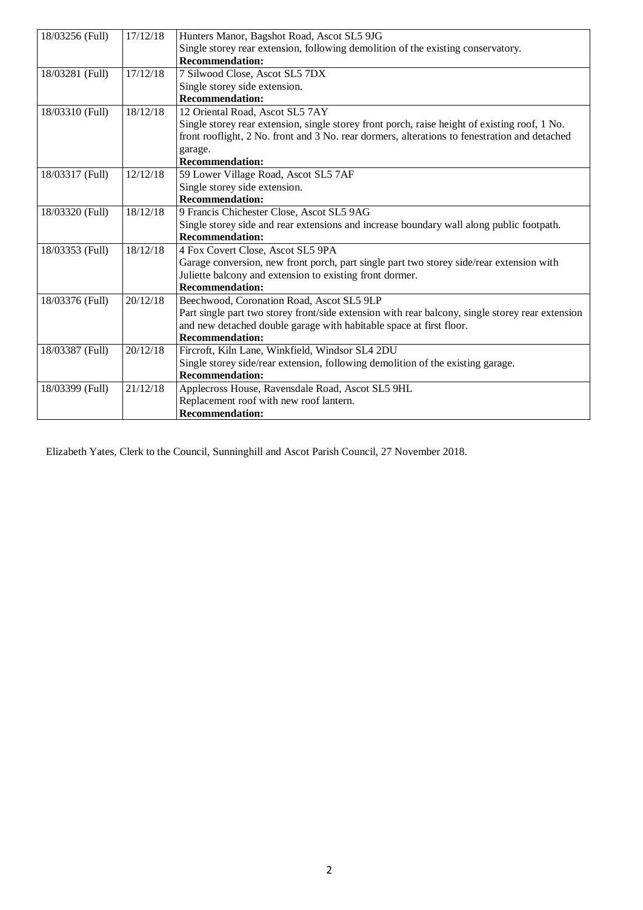| | | |
|---|---|---|
| 18/03256 (Full) | 17/12/18 | Hunters Manor, Bagshot Road, Ascot SL5 9JG<br>Single storey rear extension, following demolition of the existing conservatory.<br>**Recommendation:** |
| 18/03281 (Full) | 17/12/18 | 7 Silwood Close, Ascot SL5 7DX<br>Single storey side extension.<br>**Recommendation:** |
| 18/03310 (Full) | 18/12/18 | 12 Oriental Road, Ascot SL5 7AY<br>Single storey rear extension, single storey front porch, raise height of existing roof, 1 No. front rooflight, 2 No. front and 3 No. rear dormers, alterations to fenestration and detached garage.<br>**Recommendation:** |
| 18/03317 (Full) | 12/12/18 | 59 Lower Village Road, Ascot SL5 7AF<br>Single storey side extension.<br>**Recommendation:** |
| 18/03320 (Full) | 18/12/18 | 9 Francis Chichester Close, Ascot SL5 9AG<br>Single storey side and rear extensions and increase boundary wall along public footpath.<br>**Recommendation:** |
| 18/03353 (Full) | 18/12/18 | 4 Fox Covert Close, Ascot SL5 9PA<br>Garage conversion, new front porch, part single part two storey side/rear extension with Juliette balcony and extension to existing front dormer.<br>**Recommendation:** |
| 18/03376 (Full) | 20/12/18 | Beechwood, Coronation Road, Ascot SL5 9LP<br>Part single part two storey front/side extension with rear balcony, single storey rear extension and new detached double garage with habitable space at first floor.<br>**Recommendation:** |
| 18/03387 (Full) | 20/12/18 | Fircroft, Kiln Lane, Winkfield, Windsor SL4 2DU<br>Single storey side/rear extension, following demolition of the existing garage.<br>**Recommendation:** |
| 18/03399 (Full) | 21/12/18 | Applecross House, Ravensdale Road, Ascot SL5 9HL<br>Replacement roof with new roof lantern.<br>**Recommendation:** |

Elizabeth Yates, Clerk to the Council, Sunninghill and Ascot Parish Council, 27 November 2018.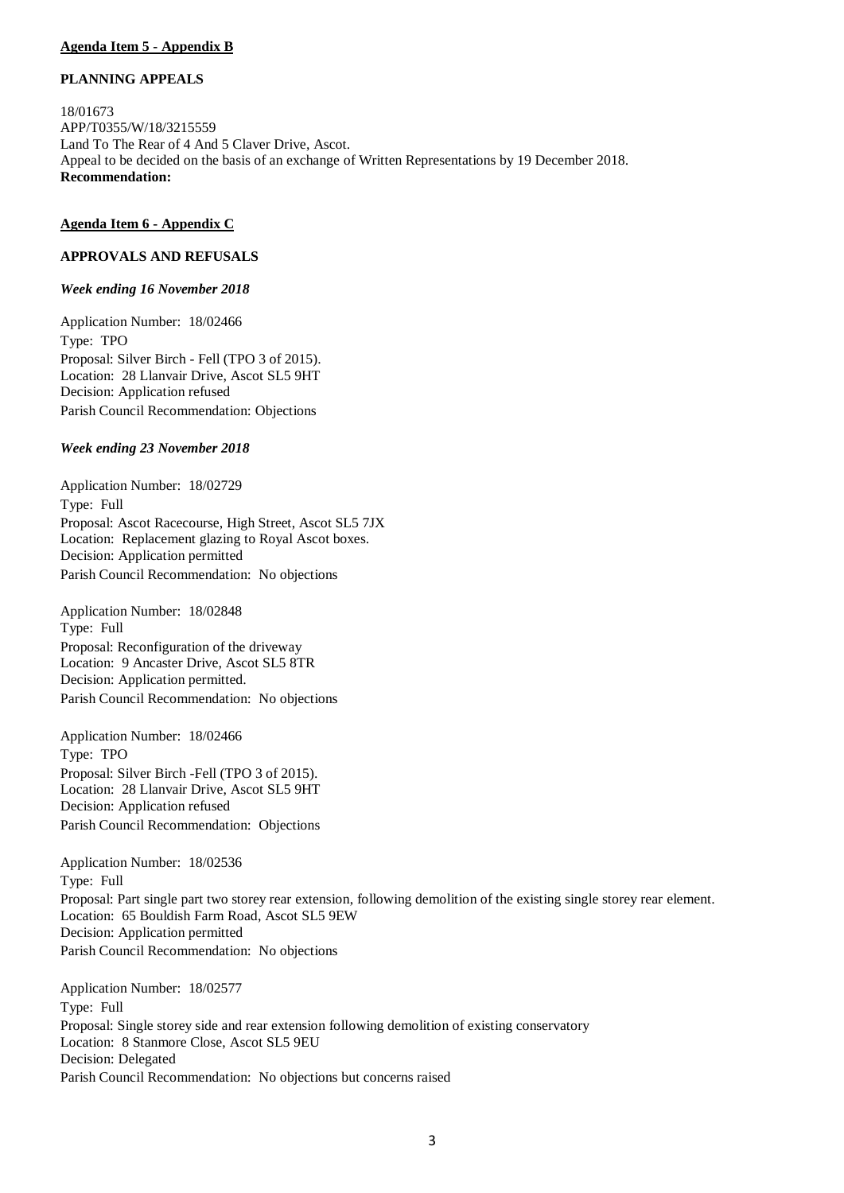**Agenda Item 5 - Appendix B**

**PLANNING APPEALS**

18/01673
APP/T0355/W/18/3215559
Land To The Rear of 4 And 5 Claver Drive, Ascot.
Appeal to be decided on the basis of an exchange of Written Representations by 19 December 2018.
**Recommendation:**

**Agenda Item 6 - Appendix C**

**APPROVALS AND REFUSALS**

***Week ending 16 November 2018***

Application Number: 18/02466
Type: TPO
Proposal: Silver Birch - Fell (TPO 3 of 2015).
Location: 28 Llanvair Drive, Ascot SL5 9HT
Decision: Application refused
Parish Council Recommendation: Objections

***Week ending 23 November 2018***

Application Number: 18/02729
Type: Full
Proposal: Ascot Racecourse, High Street, Ascot SL5 7JX
Location: Replacement glazing to Royal Ascot boxes.
Decision: Application permitted
Parish Council Recommendation: No objections

Application Number: 18/02848
Type: Full
Proposal: Reconfiguration of the driveway
Location: 9 Ancaster Drive, Ascot SL5 8TR
Decision: Application permitted.
Parish Council Recommendation: No objections

Application Number: 18/02466
Type: TPO
Proposal: Silver Birch -Fell (TPO 3 of 2015).
Location: 28 Llanvair Drive, Ascot SL5 9HT
Decision: Application refused
Parish Council Recommendation: Objections

Application Number: 18/02536
Type: Full
Proposal: Part single part two storey rear extension, following demolition of the existing single storey rear element.
Location: 65 Bouldish Farm Road, Ascot SL5 9EW
Decision: Application permitted
Parish Council Recommendation: No objections

Application Number: 18/02577
Type: Full
Proposal: Single storey side and rear extension following demolition of existing conservatory
Location: 8 Stanmore Close, Ascot SL5 9EU
Decision: Delegated
Parish Council Recommendation: No objections but concerns raised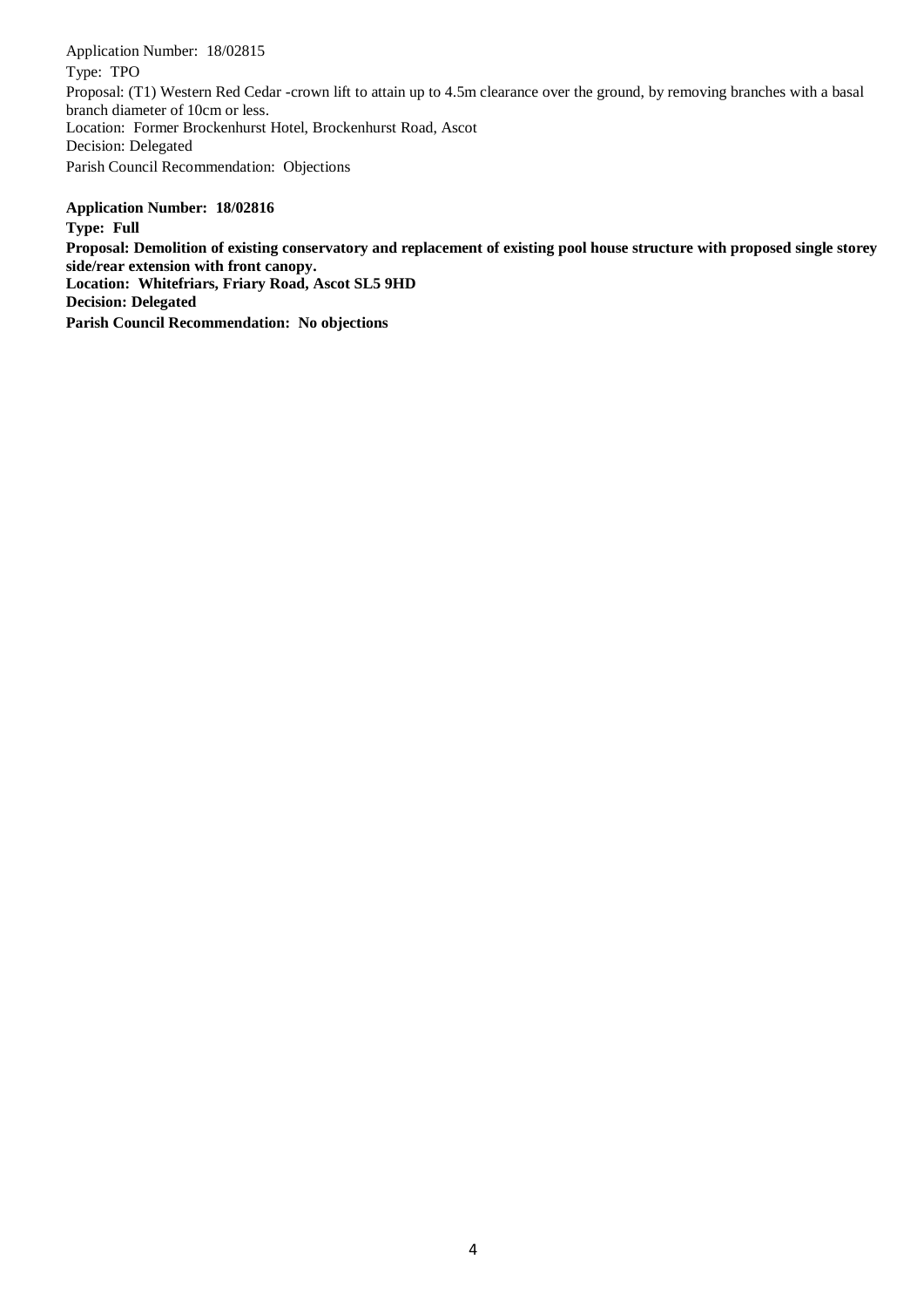Application Number: 18/02815

Type: TPO

Proposal: (T1) Western Red Cedar -crown lift to attain up to 4.5m clearance over the ground, by removing branches with a basal branch diameter of 10cm or less.

Location: Former Brockenhurst Hotel, Brockenhurst Road, Ascot

Decision: Delegated

Parish Council Recommendation: Objections

**Application Number: 18/02816**

**Type: Full**

**Proposal: Demolition of existing conservatory and replacement of existing pool house structure with proposed single storey side/rear extension with front canopy.**

**Location: Whitefriars, Friary Road, Ascot SL5 9HD**

**Decision: Delegated**

**Parish Council Recommendation: No objections**